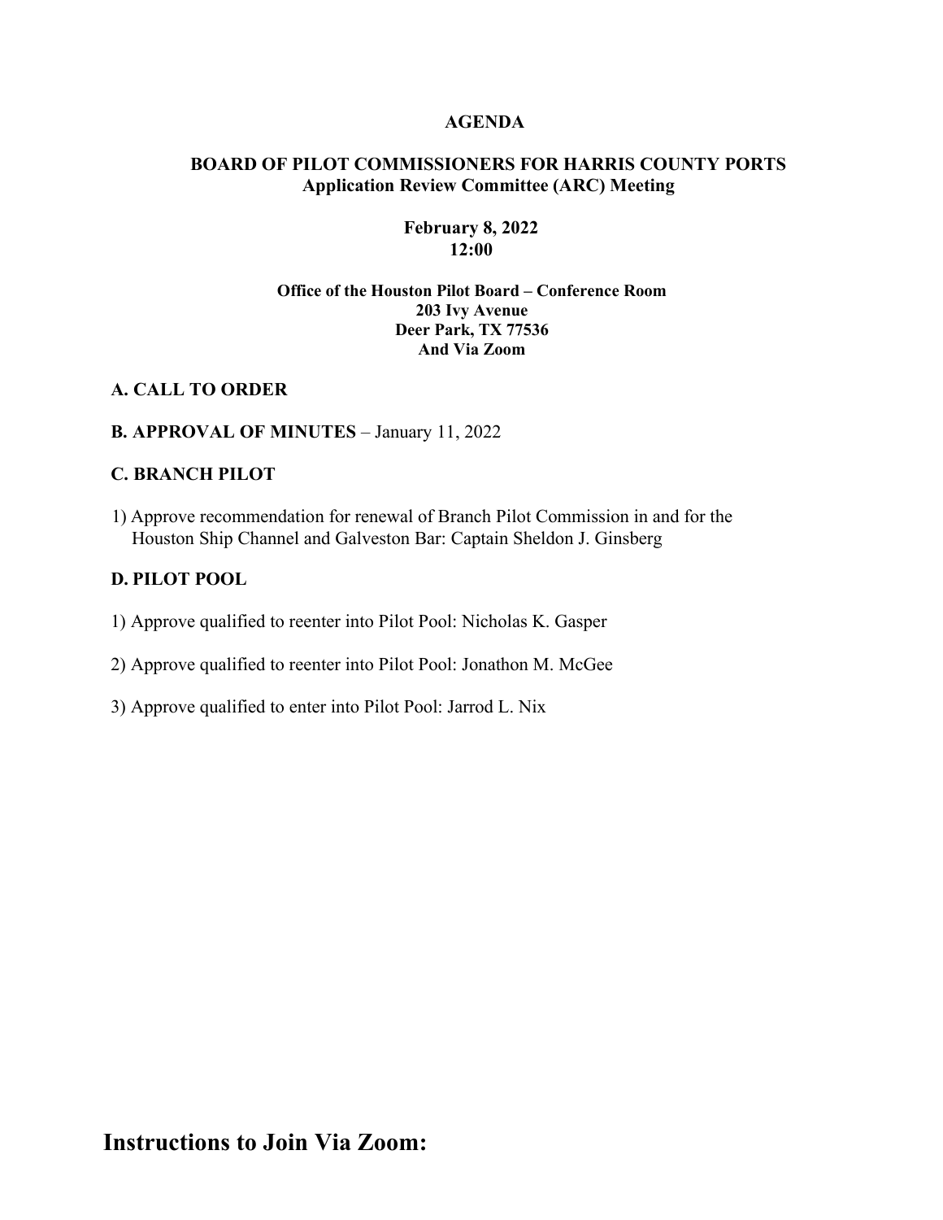**AGENDA**

**BOARD OF PILOT COMMISSIONERS FOR HARRIS COUNTY PORTS**
**Application Review Committee (ARC) Meeting**

**February 8, 2022**
**12:00**

**Office of the Houston Pilot Board – Conference Room**
**203 Ivy Avenue**
**Deer Park, TX 77536**
**And Via Zoom**

**A. CALL TO ORDER**

**B. APPROVAL OF MINUTES** – January 11, 2022

**C. BRANCH PILOT**

1) Approve recommendation for renewal of Branch Pilot Commission in and for the Houston Ship Channel and Galveston Bar: Captain Sheldon J. Ginsberg

**D. PILOT POOL**

1) Approve qualified to reenter into Pilot Pool: Nicholas K. Gasper

2) Approve qualified to reenter into Pilot Pool: Jonathon M. McGee

3) Approve qualified to enter into Pilot Pool: Jarrod L. Nix

## Instructions to Join Via Zoom: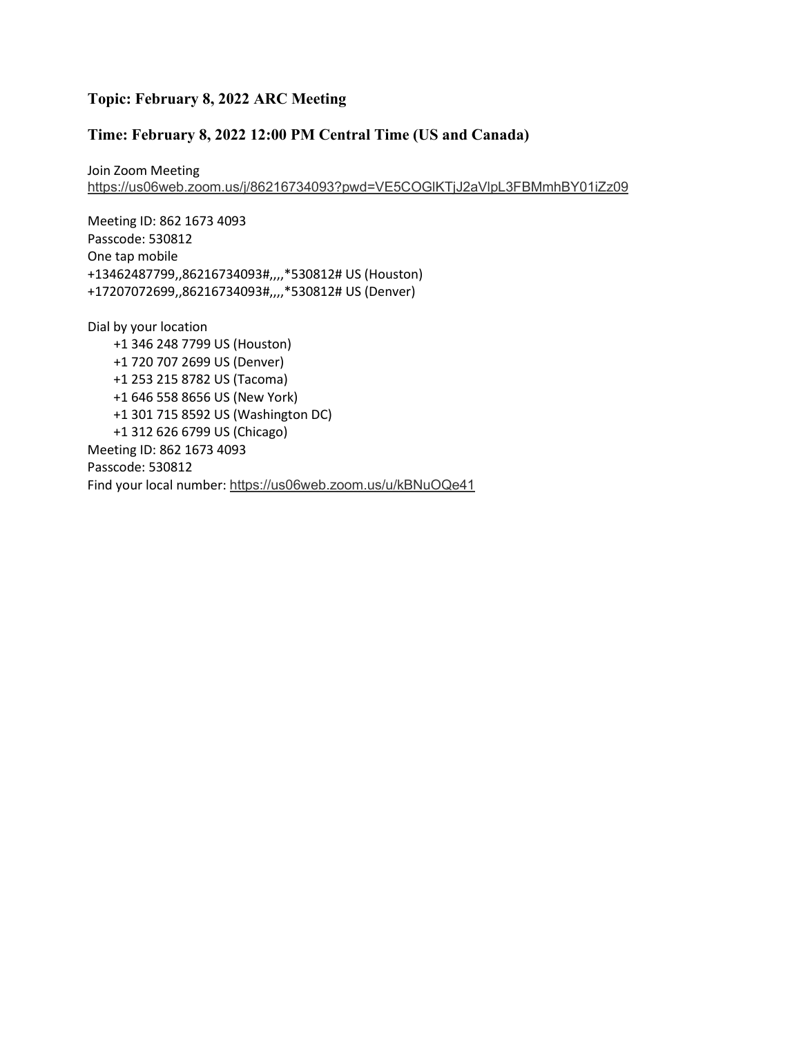**Topic: February 8, 2022 ARC Meeting**

**Time: February 8, 2022 12:00 PM Central Time (US and Canada)**

Join Zoom Meeting
https://us06web.zoom.us/j/86216734093?pwd=VE5COGlKTjJ2aVlpL3FBMmhBY01iZz09

Meeting ID: 862 1673 4093
Passcode: 530812
One tap mobile
+13462487799,,86216734093#,,,,*530812# US (Houston)
+17207072699,,86216734093#,,,,*530812# US (Denver)

Dial by your location
+1 346 248 7799 US (Houston)
+1 720 707 2699 US (Denver)
+1 253 215 8782 US (Tacoma)
+1 646 558 8656 US (New York)
+1 301 715 8592 US (Washington DC)
+1 312 626 6799 US (Chicago)
Meeting ID: 862 1673 4093
Passcode: 530812
Find your local number: https://us06web.zoom.us/u/kBNuOQe41